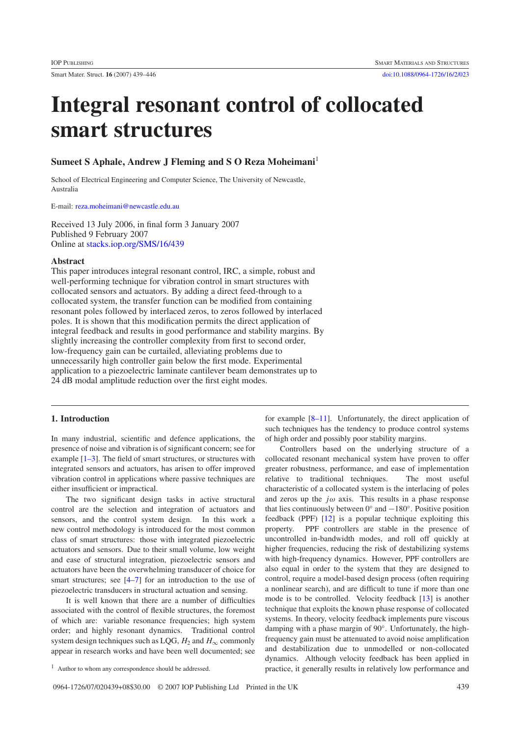# Integral resonant control of collocated smart structures

**Sumeet S Aphale, Andrew J Fleming and S O Reza Moheimani**[1]

School of Electrical Engineering and Computer Science, The University of Newcastle, Australia

E-mail: reza.moheimani@newcastle.edu.au

Received 13 July 2006, in final form 3 January 2007
Published 9 February 2007
Online at stacks.iop.org/SMS/16/439

## Abstract

This paper introduces integral resonant control, IRC, a simple, robust and well-performing technique for vibration control in smart structures with collocated sensors and actuators. By adding a direct feed-through to a collocated system, the transfer function can be modified from containing resonant poles followed by interlaced zeros, to zeros followed by interlaced poles. It is shown that this modification permits the direct application of integral feedback and results in good performance and stability margins. By slightly increasing the controller complexity from first to second order, low-frequency gain can be curtailed, alleviating problems due to unnecessarily high controller gain below the first mode. Experimental application to a piezoelectric laminate cantilever beam demonstrates up to 24 dB modal amplitude reduction over the first eight modes.

## 1. Introduction

In many industrial, scientific and defence applications, the presence of noise and vibration is of significant concern; see for example [1–3]. The field of smart structures, or structures with integrated sensors and actuators, has arisen to offer improved vibration control in applications where passive techniques are either insufficient or impractical.

The two significant design tasks in active structural control are the selection and integration of actuators and sensors, and the control system design. In this work a new control methodology is introduced for the most common class of smart structures: those with integrated piezoelectric actuators and sensors. Due to their small volume, low weight and ease of structural integration, piezoelectric sensors and actuators have been the overwhelming transducer of choice for smart structures; see [4–7] for an introduction to the use of piezoelectric transducers in structural actuation and sensing.

It is well known that there are a number of difficulties associated with the control of flexible structures, the foremost of which are: variable resonance frequencies; high system order; and highly resonant dynamics. Traditional control system design techniques such as LQG, $H_2$ and $H_\infty$ commonly appear in research works and have been well documented; see for example [8–11]. Unfortunately, the direct application of such techniques has the tendency to produce control systems of high order and possibly poor stability margins.

Controllers based on the underlying structure of a collocated resonant mechanical system have proven to offer greater robustness, performance, and ease of implementation relative to traditional techniques. The most useful characteristic of a collocated system is the interlacing of poles and zeros up the $j\omega$ axis. This results in a phase response that lies continuously between 0° and −180°. Positive position feedback (PPF) [12] is a popular technique exploiting this property. PPF controllers are stable in the presence of uncontrolled in-bandwidth modes, and roll off quickly at higher frequencies, reducing the risk of destabilizing systems with high-frequency dynamics. However, PPF controllers are also equal in order to the system that they are designed to control, require a model-based design process (often requiring a nonlinear search), and are difficult to tune if more than one mode is to be controlled. Velocity feedback [13] is another technique that exploits the known phase response of collocated systems. In theory, velocity feedback implements pure viscous damping with a phase margin of 90°. Unfortunately, the high-frequency gain must be attenuated to avoid noise amplification and destabilization due to unmodelled or non-collocated dynamics. Although velocity feedback has been applied in practice, it generally results in relatively low performance and

[1] Author to whom any correspondence should be addressed.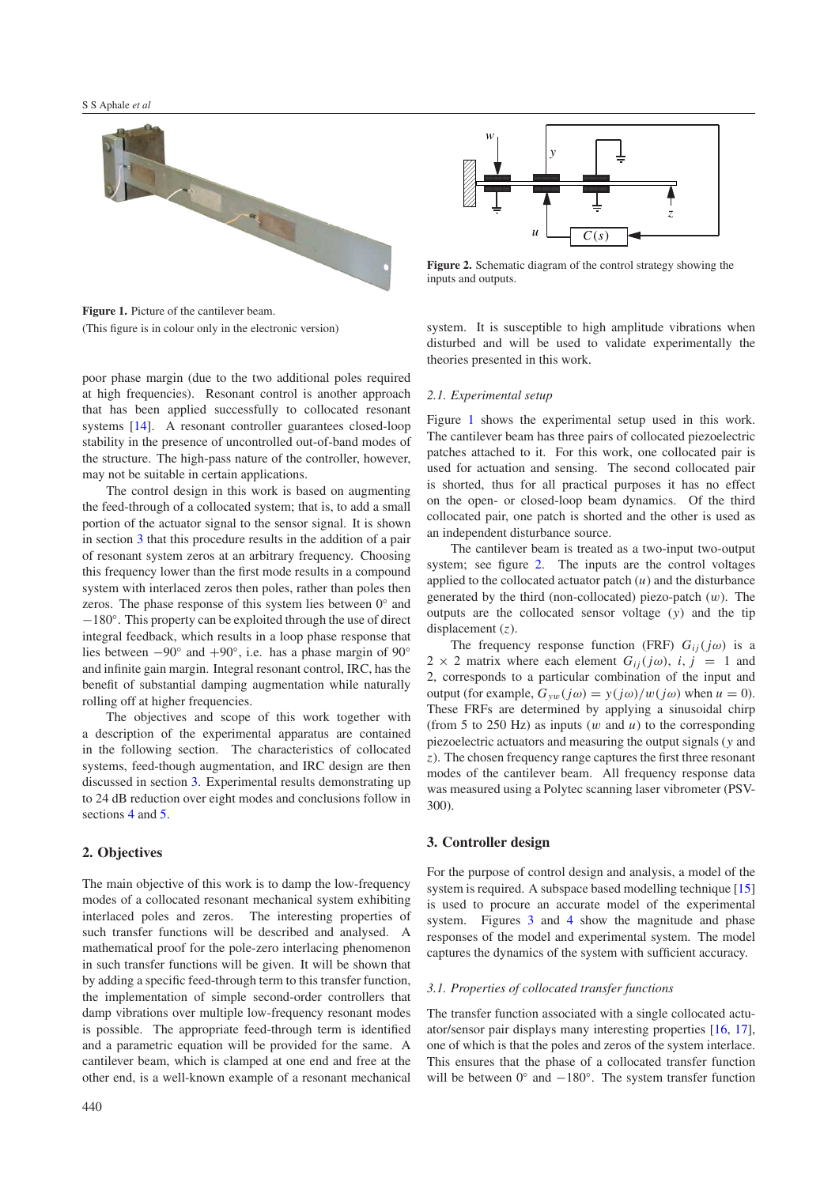Figure 1. Picture of the cantilever beam.
(This figure is in colour only in the electronic version)

Figure 2. Schematic diagram of the control strategy showing the inputs and outputs.

poor phase margin (due to the two additional poles required at high frequencies). Resonant control is another approach that has been applied successfully to collocated resonant systems [14]. A resonant controller guarantees closed-loop stability in the presence of uncontrolled out-of-band modes of the structure. The high-pass nature of the controller, however, may not be suitable in certain applications.

The control design in this work is based on augmenting the feed-through of a collocated system; that is, to add a small portion of the actuator signal to the sensor signal. It is shown in section 3 that this procedure results in the addition of a pair of resonant system zeros at an arbitrary frequency. Choosing this frequency lower than the first mode results in a compound system with interlaced zeros then poles, rather than poles then zeros. The phase response of this system lies between $0°$ and $+180°$. This property can be exploited through the use of direct integral feedback, which results in a loop phase response that lies between $-90°$ and $+90°$, i.e. has a phase margin of $90°$ and infinite gain margin. Integral resonant control, IRC, has the benefit of substantial damping augmentation while naturally rolling off at higher frequencies.

The objectives and scope of this work together with a description of the experimental apparatus are contained in the following section. The characteristics of collocated systems, feed-though augmentation, and IRC design are then discussed in section 3. Experimental results demonstrating up to 24 dB reduction over eight modes and conclusions follow in sections 4 and 5.

## 2. Objectives

The main objective of this work is to damp the low-frequency modes of a collocated resonant mechanical system exhibiting interlaced poles and zeros. The interesting properties of such transfer functions will be described and analysed. A mathematical proof for the pole-zero interlacing phenomenon in such transfer functions will be given. It will be shown that by adding a specific feed-through term to this transfer function, the implementation of simple second-order controllers that damp vibrations over multiple low-frequency resonant modes is possible. The appropriate feed-through term is identified and a parametric equation will be provided for the same. A cantilever beam, which is clamped at one end and free at the other end, is a well-known example of a resonant mechanical system. It is susceptible to high amplitude vibrations when disturbed and will be used to validate experimentally the theories presented in this work.

### 2.1. Experimental setup

Figure 1 shows the experimental setup used in this work. The cantilever beam has three pairs of collocated piezoelectric patches attached to it. For this work, one collocated pair is used for actuation and sensing. The second collocated pair is shorted, thus for all practical purposes it has no effect on the open- or closed-loop beam dynamics. Of the third collocated pair, one patch is shorted and the other is used as an independent disturbance source.

The cantilever beam is treated as a two-input two-output system; see figure 2. The inputs are the control voltages applied to the collocated actuator patch ($u$) and the disturbance generated by the third (non-collocated) piezo-patch ($w$). The outputs are the collocated sensor voltage ($y$) and the tip displacement ($z$).

The frequency response function (FRF) $G_{ij}(j\omega)$ is a $2 \times 2$ matrix where each element $G_{ij}(j\omega)$, $i, j = 1$ and 2, corresponds to a particular combination of the input and output (for example, $G_{yw}(j\omega) = y(j\omega)/w(j\omega)$ when $u = 0$). These FRFs are determined by applying a sinusoidal chirp (from 5 to 250 Hz) as inputs ($w$ and $u$) to the corresponding piezoelectric actuators and measuring the output signals ($y$ and $z$). The chosen frequency range captures the first three resonant modes of the cantilever beam. All frequency response data was measured using a Polytec scanning laser vibrometer (PSV-300).

## 3. Controller design

For the purpose of control design and analysis, a model of the system is required. A subspace based modelling technique [15] is used to procure an accurate model of the experimental system. Figures 3 and 4 show the magnitude and phase responses of the model and experimental system. The model captures the dynamics of the system with sufficient accuracy.

### 3.1. Properties of collocated transfer functions

The transfer function associated with a single collocated actuator/sensor pair displays many interesting properties [16, 17], one of which is that the poles and zeros of the system interlace. This ensures that the phase of a collocated transfer function will be between $0°$ and $-180°$. The system transfer function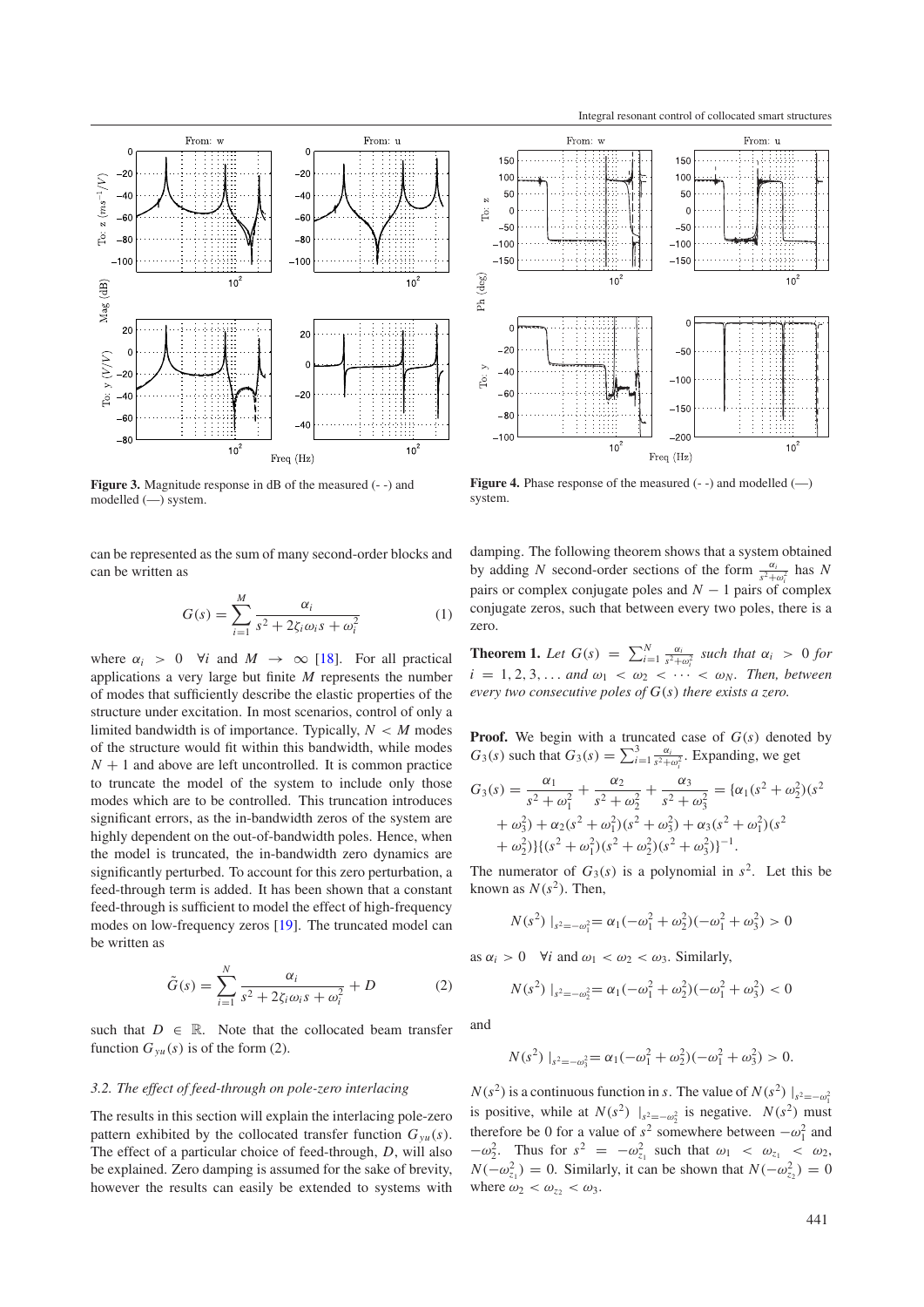Figure 3. Magnitude response in dB of the measured (- -) and modelled (—) system.

Figure 4. Phase response of the measured (- -) and modelled (—) system.

can be represented as the sum of many second-order blocks and can be written as

$$G(s) = \sum_{i=1}^{M} \frac{\alpha_i}{s^2 + 2\zeta_i \omega_i s + \omega_i^2} \tag{1}$$

where $\alpha_i > 0 \quad \forall i$ and $M \to \infty$ [18]. For all practical applications a very large but finite $M$ represents the number of modes that sufficiently describe the elastic properties of the structure under excitation. In most scenarios, control of only a limited bandwidth is of importance. Typically, $N < M$ modes of the structure would fit within this bandwidth, while modes $N + 1$ and above are left uncontrolled. It is common practice to truncate the model of the system to include only those modes which are to be controlled. This truncation introduces significant errors, as the in-bandwidth zeros of the system are highly dependent on the out-of-bandwidth poles. Hence, when the model is truncated, the in-bandwidth zero dynamics are significantly perturbed. To account for this zero perturbation, a feed-through term is added. It has been shown that a constant feed-through is sufficient to model the effect of high-frequency modes on low-frequency zeros [19]. The truncated model can be written as

$$\tilde{G}(s) = \sum_{i=1}^{N} \frac{\alpha_i}{s^2 + 2\zeta_i \omega_i s + \omega_i^2} + D \tag{2}$$

such that $D \in \mathbb{R}$. Note that the collocated beam transfer function $G_{yu}(s)$ is of the form (2).

### 3.2. The effect of feed-through on pole-zero interlacing

The results in this section will explain the interlacing pole-zero pattern exhibited by the collocated transfer function $G_{yu}(s)$. The effect of a particular choice of feed-through, $D$, will also be explained. Zero damping is assumed for the sake of brevity, however the results can easily be extended to systems with damping. The following theorem shows that a system obtained by adding $N$ second-order sections of the form $\frac{\alpha_i}{s^2+\omega_i^2}$ has $N$ pairs or complex conjugate poles and $N - 1$ pairs of complex conjugate zeros, such that between every two poles, there is a zero.

**Theorem 1.** *Let* $G(s) = \sum_{i=1}^{N} \frac{\alpha_i}{s^2+\omega_i^2}$ *such that* $\alpha_i > 0$ *for* $i = 1, 2, 3, \ldots$ *and* $\omega_1 < \omega_2 < \cdots < \omega_N$. *Then, between every two consecutive poles of* $G(s)$ *there exists a zero.*

**Proof.** We begin with a truncated case of $G(s)$ denoted by $G_3(s)$ such that $G_3(s) = \sum_{i=1}^{3} \frac{\alpha_i}{s^2+\omega_i^2}$. Expanding, we get

$$G_3(s) = \frac{\alpha_1}{s^2 + \omega_1^2} + \frac{\alpha_2}{s^2 + \omega_2^2} + \frac{\alpha_3}{s^2 + \omega_3^2} = \{\alpha_1(s^2 + \omega_2^2)(s^2 + \omega_3^2) + \alpha_2(s^2 + \omega_1^2)(s^2 + \omega_3^2) + \alpha_3(s^2 + \omega_1^2)(s^2 + \omega_2^2)\}\{(s^2 + \omega_1^2)(s^2 + \omega_2^2)(s^2 + \omega_3^2)\}^{-1}.$$

The numerator of $G_3(s)$ is a polynomial in $s^2$. Let this be known as $N(s^2)$. Then,

$$N(s^2)\mid_{s^2=-\omega_1^2} = \alpha_1(-\omega_1^2 + \omega_2^2)(-\omega_1^2 + \omega_3^2) > 0$$

as $\alpha_i > 0 \quad \forall i$ and $\omega_1 < \omega_2 < \omega_3$. Similarly,

$$N(s^2)\mid_{s^2=-\omega_2^2} = \alpha_1(-\omega_1^2 + \omega_2^2)(-\omega_1^2 + \omega_3^2) < 0$$

and

$$N(s^2)\mid_{s^2=-\omega_3^2} = \alpha_1(-\omega_1^2 + \omega_2^2)(-\omega_1^2 + \omega_3^2) > 0.$$

$N(s^2)$ is a continuous function in $s$. The value of $N(s^2)\mid_{s^2=-\omega_1^2}$ is positive, while at $N(s^2)\mid_{s^2=-\omega_2^2}$ is negative. $N(s^2)$ must therefore be 0 for a value of $s^2$ somewhere between $-\omega_1^2$ and $-\omega_2^2$. Thus for $s^2 = -\omega_{z_1}^2$ such that $\omega_1 < \omega_{z_1} < \omega_2$, $N(-\omega_{z_1}^2) = 0$. Similarly, it can be shown that $N(-\omega_{z_2}^2) = 0$ where $\omega_2 < \omega_{z_2} < \omega_3$.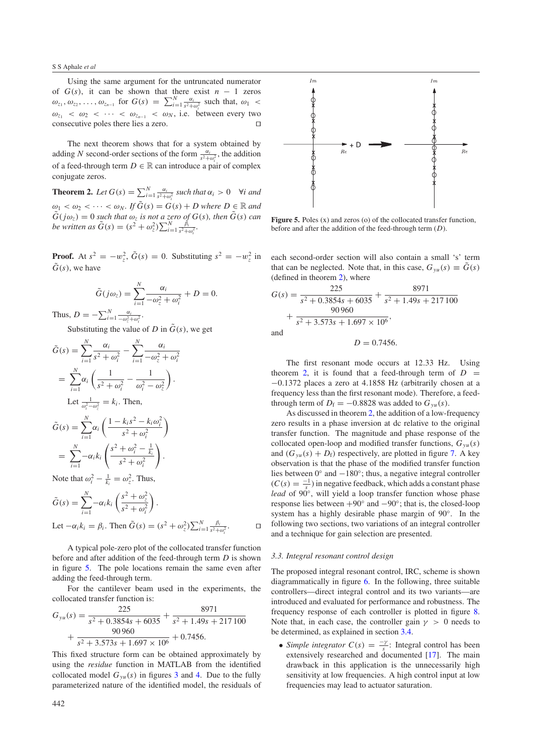Using the same argument for the untruncated numerator of $G(s)$, it can be shown that there exist $n-1$ zeros $\omega_{z_1}, \omega_{z_2}, \ldots, \omega_{z_{n-1}}$ for $G(s) = \sum_{i=1}^{N} \frac{\alpha_i}{s^2+\omega_i^2}$ such that, $\omega_1 < \omega_{z_1} < \omega_2 < \cdots < \omega_{z_{n-1}} < \omega_N$, i.e. between every two consecutive poles there lies a zero. □

The next theorem shows that for a system obtained by adding $N$ second-order sections of the form $\frac{\alpha_i}{s^2+\omega_i^2}$, the addition of a feed-through term $D \in \mathbb{R}$ can introduce a pair of complex conjugate zeros.

**Theorem 2.** *Let $G(s) = \sum_{i=1}^{N} \frac{\alpha_i}{s^2+\omega_i^2}$ such that $\alpha_i > 0 \quad \forall i$ and $\omega_1 < \omega_2 < \cdots < \omega_N$. If $\tilde{G}(s) = G(s) + D$ where $D \in \mathbb{R}$ and $\tilde{G}(j\omega_z) = 0$ such that $\omega_z$ is not a zero of $G(s)$, then $\tilde{G}(s)$ can be written as $\tilde{G}(s) = (s^2 + \omega_z^2)\sum_{i=1}^{N} \frac{\beta_i}{s^2+\omega_i^2}$.*

**Proof.** At $s^2 = -w_z^2$, $\tilde{G}(s) = 0$. Substituting $s^2 = -w_z^2$ in $\tilde{G}(s)$, we have

$$\tilde{G}(j\omega_z) = \sum_{i=1}^{N} \frac{\alpha_i}{-\omega_z^2 + \omega_i^2} + D = 0.$$

Thus, $D = -\sum_{i=1}^{N} \frac{\alpha_i}{-\omega_z^2+\omega_i^2}$.

Substituting the value of $D$ in $\tilde{G}(s)$, we get

$$\tilde{G}(s) = \sum_{i=1}^{N} \frac{\alpha_i}{s^2 + \omega_i^2} - \sum_{i=1}^{N} \frac{\alpha_i}{-\omega_z^2 + \omega_i^2}$$
$$= \sum_{i=1}^{N} \alpha_i \left( \frac{1}{s^2 + \omega_i^2} - \frac{1}{\omega_i^2 - \omega_z^2} \right).$$

Let $\frac{1}{\omega_i^2-\omega_z^2} = k_i$. Then,

$$\tilde{G}(s) = \sum_{i=1}^{N} \alpha_i \left( \frac{1 - k_i s^2 - k_i \omega_i^2}{s^2 + \omega_i^2} \right)$$
$$= \sum_{i=1}^{N} -\alpha_i k_i \left( \frac{s^2 + \omega_i^2 - \frac{1}{k_i}}{s^2 + \omega_i^2} \right).$$

Note that $\omega_i^2 - \frac{1}{k_i} = \omega_z^2$. Thus,

$$\tilde{G}(s) = \sum_{i=1}^{N} -\alpha_i k_i \left( \frac{s^2 + \omega_z^2}{s^2 + \omega_i^2} \right).$$

Let $-\alpha_i k_i = \beta_i$. Then $\tilde{G}(s) = (s^2 + \omega_z^2)\sum_{i=1}^{N} \frac{\beta_i}{s^2+\omega_i^2}$. □

A typical pole-zero plot of the collocated transfer function before and after addition of the feed-through term $D$ is shown in figure 5. The pole locations remain the same even after adding the feed-through term.

For the cantilever beam used in the experiments, the collocated transfer function is:

$$G_{yu}(s) = \frac{225}{s^2 + 0.3854s + 6035} + \frac{8971}{s^2 + 1.49s + 217\,100} + \frac{90\,960}{s^2 + 3.573s + 1.697 \times 10^6} + 0.7456.$$

This fixed structure form can be obtained approximately by using the *residue* function in MATLAB from the identified collocated model $G_{yu}(s)$ in figures 3 and 4. Due to the fully parameterized nature of the identified model, the residuals of each second-order section will also contain a small '$s$' term that can be neglected. Note that, in this case, $G_{yu}(s) \equiv \tilde{G}(s)$ (defined in theorem 2), where

$$G(s) = \frac{225}{s^2 + 0.3854s + 6035} + \frac{8971}{s^2 + 1.49s + 217\,100} + \frac{90\,960}{s^2 + 3.573s + 1.697 \times 10^6},$$

and

$$D = 0.7456.$$

**Figure 5.** Poles (x) and zeros (o) of the collocated transfer function, before and after the addition of the feed-through term ($D$).

The first resonant mode occurs at 12.33 Hz. Using theorem 2, it is found that a feed-through term of $D = -0.1372$ places a zero at 4.1858 Hz (arbitrarily chosen at a frequency less than the first resonant mode). Therefore, a feed-through term of $D_{\mathrm{f}} = -0.8828$ was added to $G_{yu}(s)$.

As discussed in theorem 2, the addition of a low-frequency zero results in a phase inversion at dc relative to the original transfer function. The magnitude and phase response of the collocated open-loop and modified transfer functions, $G_{yu}(s)$ and $(G_{yu}(s) + D_{\mathrm{f}})$ respectively, are plotted in figure 7. A key observation is that the phase of the modified transfer function lies between 0° and −180°; thus, a negative integral controller ($C(s) = \frac{-1}{s}$) in negative feedback, which adds a constant phase *lead* of 90°, will yield a loop transfer function whose phase response lies between +90° and −90°; that is, the closed-loop system has a highly desirable phase margin of 90°. In the following two sections, two variations of an integral controller and a technique for gain selection are presented.

### 3.3. Integral resonant control design

The proposed integral resonant control, IRC, scheme is shown diagrammatically in figure 6. In the following, three suitable controllers—direct integral control and its two variants—are introduced and evaluated for performance and robustness. The frequency response of each controller is plotted in figure 8. Note that, in each case, the controller gain $\gamma > 0$ needs to be determined, as explained in section 3.4.

- *Simple integrator* $C(s) = \frac{-\gamma}{s}$: Integral control has been extensively researched and documented [17]. The main drawback in this application is the unnecessarily high sensitivity at low frequencies. A high control input at low frequencies may lead to actuator saturation.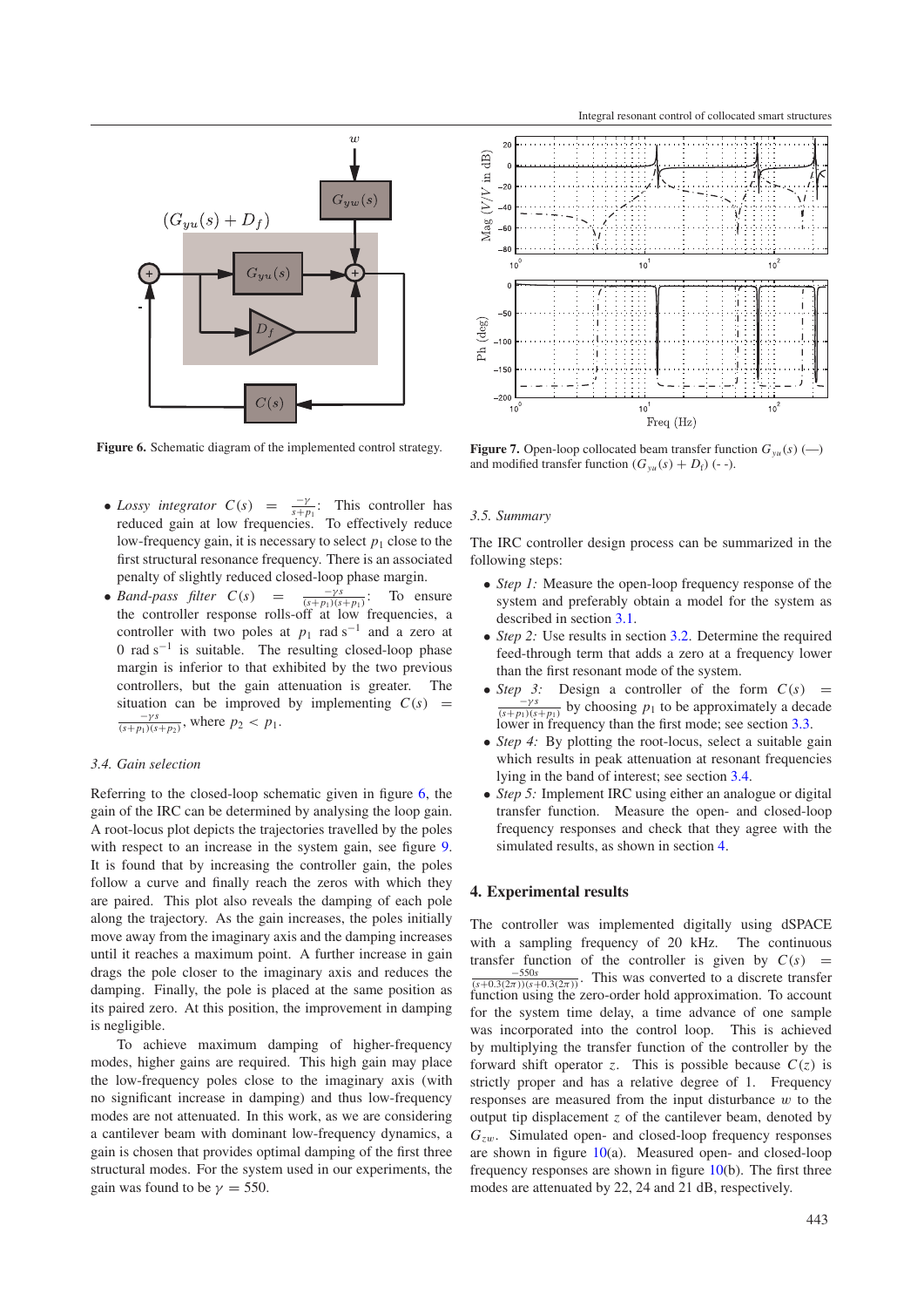Figure 6. Schematic diagram of the implemented control strategy.

Figure 7. Open-loop collocated beam transfer function $G_{yu}(s)$ (—) and modified transfer function $(G_{yu}(s) + D_f)$ (- -).

- *Lossy integrator* $C(s) = \frac{-\gamma}{s+p_1}$: This controller has reduced gain at low frequencies. To effectively reduce low-frequency gain, it is necessary to select $p_1$ close to the first structural resonance frequency. There is an associated penalty of slightly reduced closed-loop phase margin.
- *Band-pass filter* $C(s) = \frac{-\gamma s}{(s+p_1)(s+p_1)}$: To ensure the controller response rolls-off at low frequencies, a controller with two poles at $p_1$ rad $s^{-1}$ and a zero at 0 rad $s^{-1}$ is suitable. The resulting closed-loop phase margin is inferior to that exhibited by the two previous controllers, but the gain attenuation is greater. The situation can be improved by implementing $C(s) = \frac{-\gamma s}{(s+p_1)(s+p_2)}$, where $p_2 < p_1$.

### 3.4. Gain selection

Referring to the closed-loop schematic given in figure 6, the gain of the IRC can be determined by analysing the loop gain. A root-locus plot depicts the trajectories travelled by the poles with respect to an increase in the system gain, see figure 9. It is found that by increasing the controller gain, the poles follow a curve and finally reach the zeros with which they are paired. This plot also reveals the damping of each pole along the trajectory. As the gain increases, the poles initially move away from the imaginary axis and the damping increases until it reaches a maximum point. A further increase in gain drags the pole closer to the imaginary axis and reduces the damping. Finally, the pole is placed at the same position as its paired zero. At this position, the improvement in damping is negligible.

To achieve maximum damping of higher-frequency modes, higher gains are required. This high gain may place the low-frequency poles close to the imaginary axis (with no significant increase in damping) and thus low-frequency modes are not attenuated. In this work, as we are considering a cantilever beam with dominant low-frequency dynamics, a gain is chosen that provides optimal damping of the first three structural modes. For the system used in our experiments, the gain was found to be $\gamma = 550$.

### 3.5. Summary

The IRC controller design process can be summarized in the following steps:

- *Step 1:* Measure the open-loop frequency response of the system and preferably obtain a model for the system as described in section 3.1.
- *Step 2:* Use results in section 3.2. Determine the required feed-through term that adds a zero at a frequency lower than the first resonant mode of the system.
- *Step 3:* Design a controller of the form $C(s) = \frac{-\gamma s}{(s+p_1)(s+p_1)}$ by choosing $p_1$ to be approximately a decade lower in frequency than the first mode; see section 3.3.
- *Step 4:* By plotting the root-locus, select a suitable gain which results in peak attenuation at resonant frequencies lying in the band of interest; see section 3.4.
- *Step 5:* Implement IRC using either an analogue or digital transfer function. Measure the open- and closed-loop frequency responses and check that they agree with the simulated results, as shown in section 4.

## 4. Experimental results

The controller was implemented digitally using dSPACE with a sampling frequency of 20 kHz. The continuous transfer function of the controller is given by $C(s) = \frac{-550s}{(s+0.3(2\pi))(s+0.3(2\pi))}$. This was converted to a discrete transfer function using the zero-order hold approximation. To account for the system time delay, a time advance of one sample was incorporated into the control loop. This is achieved by multiplying the transfer function of the controller by the forward shift operator $z$. This is possible because $C(z)$ is strictly proper and has a relative degree of 1. Frequency responses are measured from the input disturbance $w$ to the output tip displacement $z$ of the cantilever beam, denoted by $G_{zw}$. Simulated open- and closed-loop frequency responses are shown in figure 10(a). Measured open- and closed-loop frequency responses are shown in figure 10(b). The first three modes are attenuated by 22, 24 and 21 dB, respectively.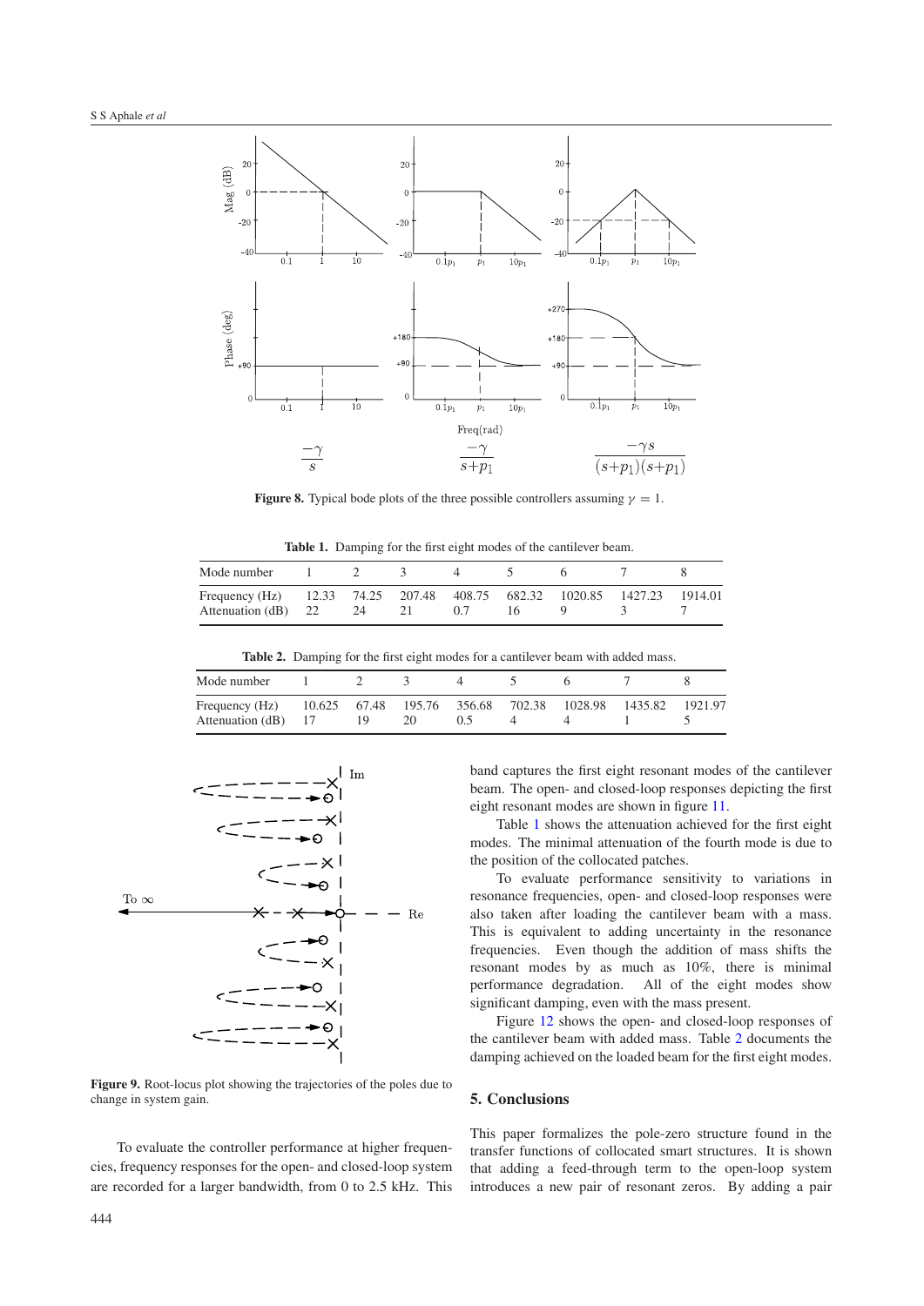**Figure 8.** Typical bode plots of the three possible controllers assuming $\gamma = 1$.

**Table 1.** Damping for the first eight modes of the cantilever beam.

| Mode number | 1 | 2 | 3 | 4 | 5 | 6 | 7 | 8 |
|---|---|---|---|---|---|---|---|---|
| Frequency (Hz) | 12.33 | 74.25 | 207.48 | 408.75 | 682.32 | 1020.85 | 1427.23 | 1914.01 |
| Attenuation (dB) | 22 | 24 | 21 | 0.7 | 16 | 9 | 3 | 7 |

**Table 2.** Damping for the first eight modes for a cantilever beam with added mass.

| Mode number | 1 | 2 | 3 | 4 | 5 | 6 | 7 | 8 |
|---|---|---|---|---|---|---|---|---|
| Frequency (Hz) | 10.625 | 67.48 | 195.76 | 356.68 | 702.38 | 1028.98 | 1435.82 | 1921.97 |
| Attenuation (dB) | 17 | 19 | 20 | 0.5 | 4 | 4 | 1 | 5 |

**Figure 9.** Root-locus plot showing the trajectories of the poles due to change in system gain.

To evaluate the controller performance at higher frequencies, frequency responses for the open- and closed-loop system are recorded for a larger bandwidth, from 0 to 2.5 kHz. This band captures the first eight resonant modes of the cantilever beam. The open- and closed-loop responses depicting the first eight resonant modes are shown in figure 11.

Table 1 shows the attenuation achieved for the first eight modes. The minimal attenuation of the fourth mode is due to the position of the collocated patches.

To evaluate performance sensitivity to variations in resonance frequencies, open- and closed-loop responses were also taken after loading the cantilever beam with a mass. This is equivalent to adding uncertainty in the resonance frequencies. Even though the addition of mass shifts the resonant modes by as much as 10%, there is minimal performance degradation. All of the eight modes show significant damping, even with the mass present.

Figure 12 shows the open- and closed-loop responses of the cantilever beam with added mass. Table 2 documents the damping achieved on the loaded beam for the first eight modes.

## 5. Conclusions

This paper formalizes the pole-zero structure found in the transfer functions of collocated smart structures. It is shown that adding a feed-through term to the open-loop system introduces a new pair of resonant zeros. By adding a pair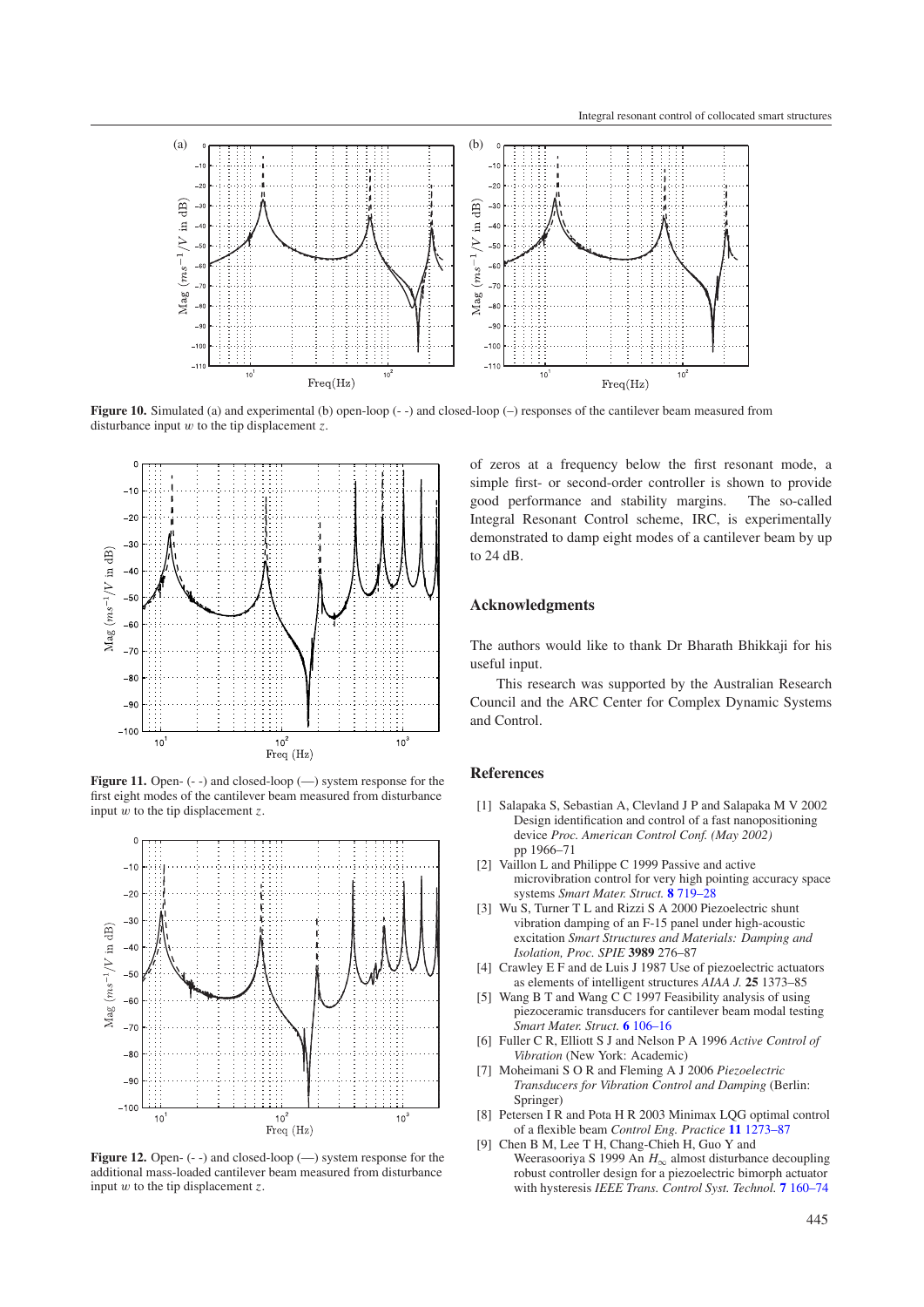**Figure 10.** Simulated (a) and experimental (b) open-loop (- -) and closed-loop (–) responses of the cantilever beam measured from disturbance input $w$ to the tip displacement $z$.

**Figure 11.** Open- (- -) and closed-loop (—) system response for the first eight modes of the cantilever beam measured from disturbance input $w$ to the tip displacement $z$.

**Figure 12.** Open- (- -) and closed-loop (—) system response for the additional mass-loaded cantilever beam measured from disturbance input $w$ to the tip displacement $z$.

of zeros at a frequency below the first resonant mode, a simple first- or second-order controller is shown to provide good performance and stability margins. The so-called Integral Resonant Control scheme, IRC, is experimentally demonstrated to damp eight modes of a cantilever beam by up to 24 dB.

## Acknowledgments

The authors would like to thank Dr Bharath Bhikkaji for his useful input.

This research was supported by the Australian Research Council and the ARC Center for Complex Dynamic Systems and Control.

## References

[1] Salapaka S, Sebastian A, Clevland J P and Salapaka M V 2002 Design identification and control of a fast nanopositioning device *Proc. American Control Conf. (May 2002)* pp 1966–71

[2] Vaillon L and Philippe C 1999 Passive and active microvibration control for very high pointing accuracy space systems *Smart Mater. Struct.* **8** 719–28

[3] Wu S, Turner T L and Rizzi S A 2000 Piezoelectric shunt vibration damping of an F-15 panel under high-acoustic excitation *Smart Structures and Materials: Damping and Isolation, Proc. SPIE* **3989** 276–87

[4] Crawley E F and de Luis J 1987 Use of piezoelectric actuators as elements of intelligent structures *AIAA J.* **25** 1373–85

[5] Wang B T and Wang C C 1997 Feasibility analysis of using piezoceramic transducers for cantilever beam modal testing *Smart Mater. Struct.* **6** 106–16

[6] Fuller C R, Elliott S J and Nelson P A 1996 *Active Control of Vibration* (New York: Academic)

[7] Moheimani S O R and Fleming A J 2006 *Piezoelectric Transducers for Vibration Control and Damping* (Berlin: Springer)

[8] Petersen I R and Pota H R 2003 Minimax LQG optimal control of a flexible beam *Control Eng. Practice* **11** 1273–87

[9] Chen B M, Lee T H, Chang-Chieh H, Guo Y and Weerasooriya S 1999 An $H_\infty$ almost disturbance decoupling robust controller design for a piezoelectric bimorph actuator with hysteresis *IEEE Trans. Control Syst. Technol.* **7** 160–74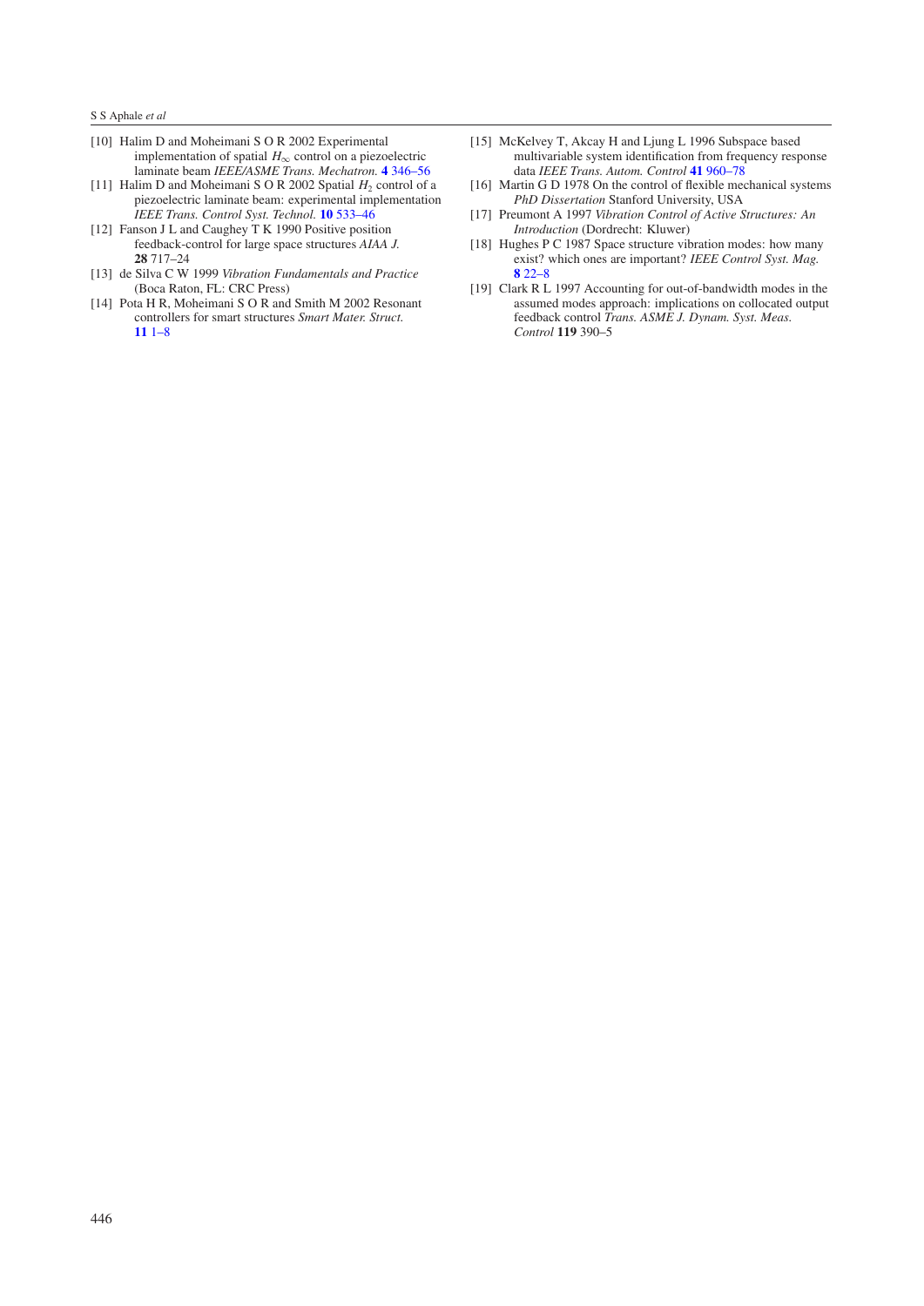[10] Halim D and Moheimani S O R 2002 Experimental implementation of spatial $H_\infty$ control on a piezoelectric laminate beam *IEEE/ASME Trans. Mechatron.* **4** 346–56

[11] Halim D and Moheimani S O R 2002 Spatial $H_2$ control of a piezoelectric laminate beam: experimental implementation *IEEE Trans. Control Syst. Technol.* **10** 533–46

[12] Fanson J L and Caughey T K 1990 Positive position feedback-control for large space structures *AIAA J.* **28** 717–24

[13] de Silva C W 1999 *Vibration Fundamentals and Practice* (Boca Raton, FL: CRC Press)

[14] Pota H R, Moheimani S O R and Smith M 2002 Resonant controllers for smart structures *Smart Mater. Struct.* **11** 1–8

[15] McKelvey T, Akcay H and Ljung L 1996 Subspace based multivariable system identification from frequency response data *IEEE Trans. Autom. Control* **41** 960–78

[16] Martin G D 1978 On the control of flexible mechanical systems *PhD Dissertation* Stanford University, USA

[17] Preumont A 1997 *Vibration Control of Active Structures: An Introduction* (Dordrecht: Kluwer)

[18] Hughes P C 1987 Space structure vibration modes: how many exist? which ones are important? *IEEE Control Syst. Mag.* **8** 22–8

[19] Clark R L 1997 Accounting for out-of-bandwidth modes in the assumed modes approach: implications on collocated output feedback control *Trans. ASME J. Dynam. Syst. Meas. Control* **119** 390–5